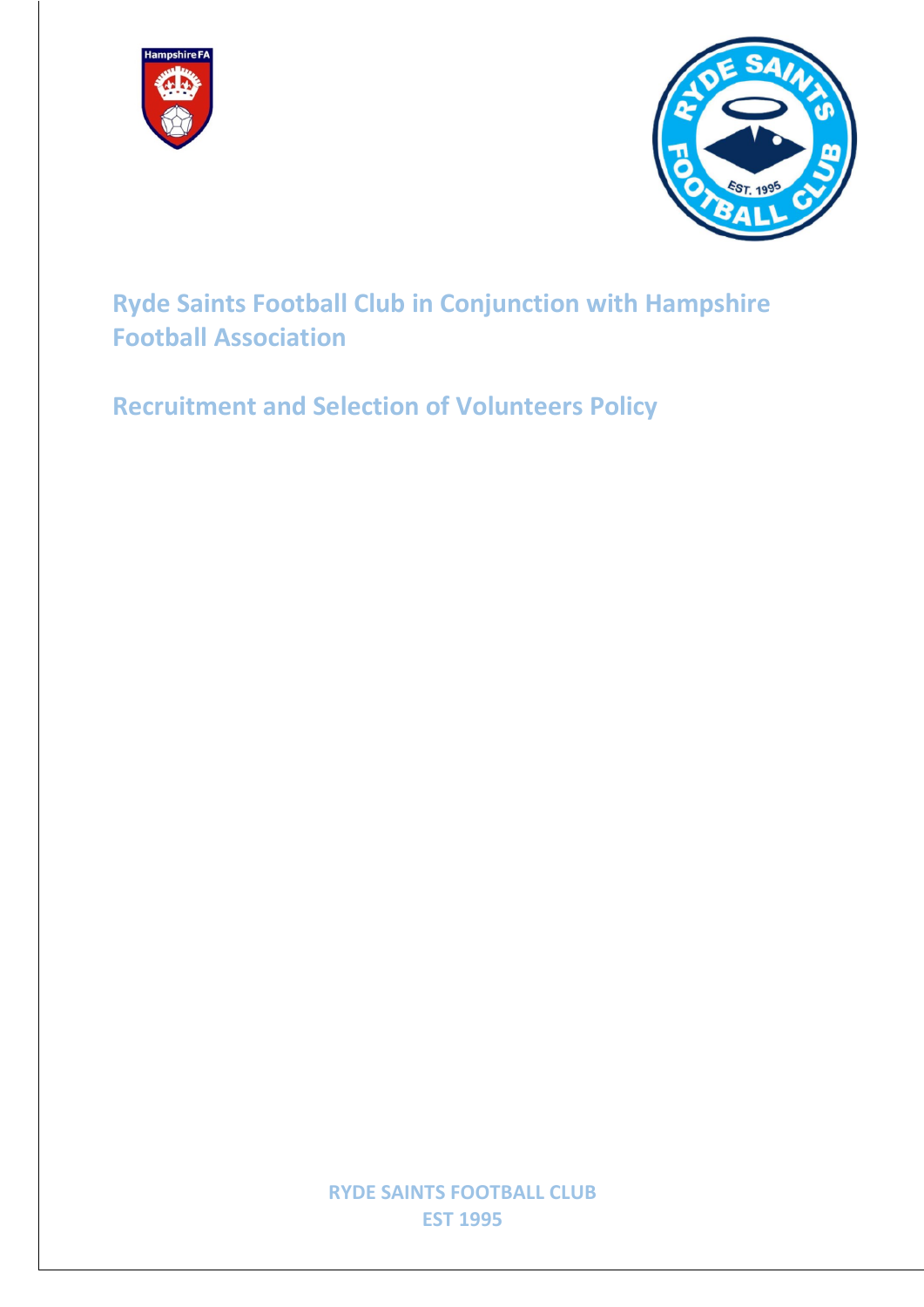# Ryde Saints Football Club in Conjunction with Hampshire Football Association

## Recruitment and Selection of Volunteers Policy

**RYDE SAINTS FOOTBALL CLUB**
**EST 1995**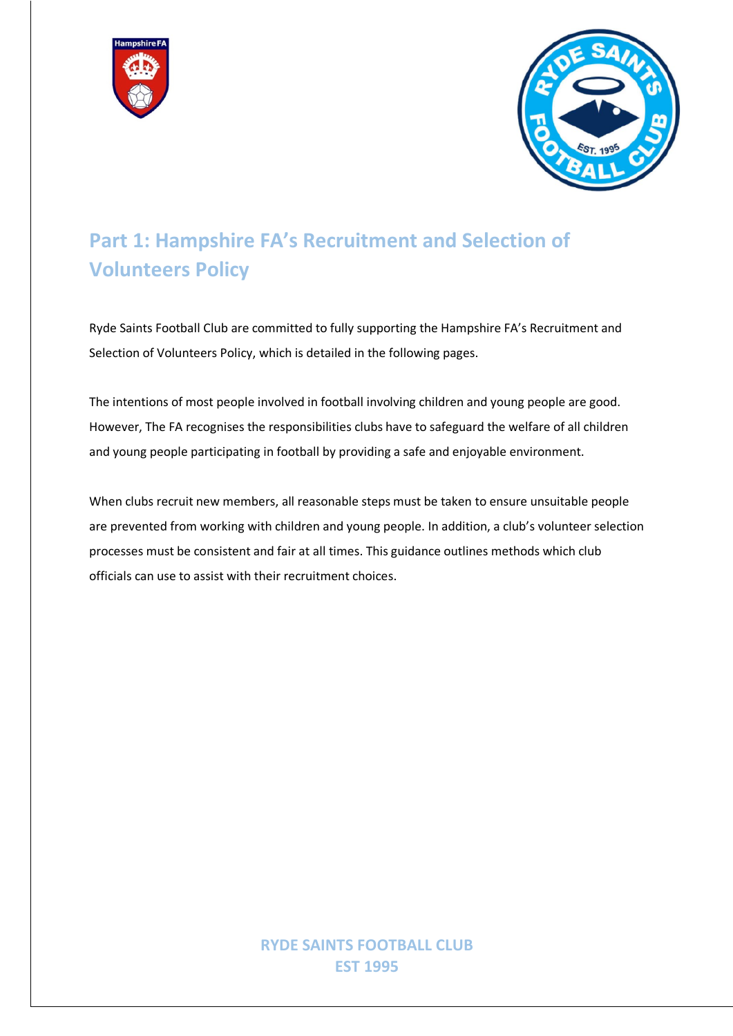# Part 1: Hampshire FA's Recruitment and Selection of Volunteers Policy

Ryde Saints Football Club are committed to fully supporting the Hampshire FA's Recruitment and Selection of Volunteers Policy, which is detailed in the following pages.

The intentions of most people involved in football involving children and young people are good. However, The FA recognises the responsibilities clubs have to safeguard the welfare of all children and young people participating in football by providing a safe and enjoyable environment.

When clubs recruit new members, all reasonable steps must be taken to ensure unsuitable people are prevented from working with children and young people. In addition, a club's volunteer selection processes must be consistent and fair at all times. This guidance outlines methods which club officials can use to assist with their recruitment choices.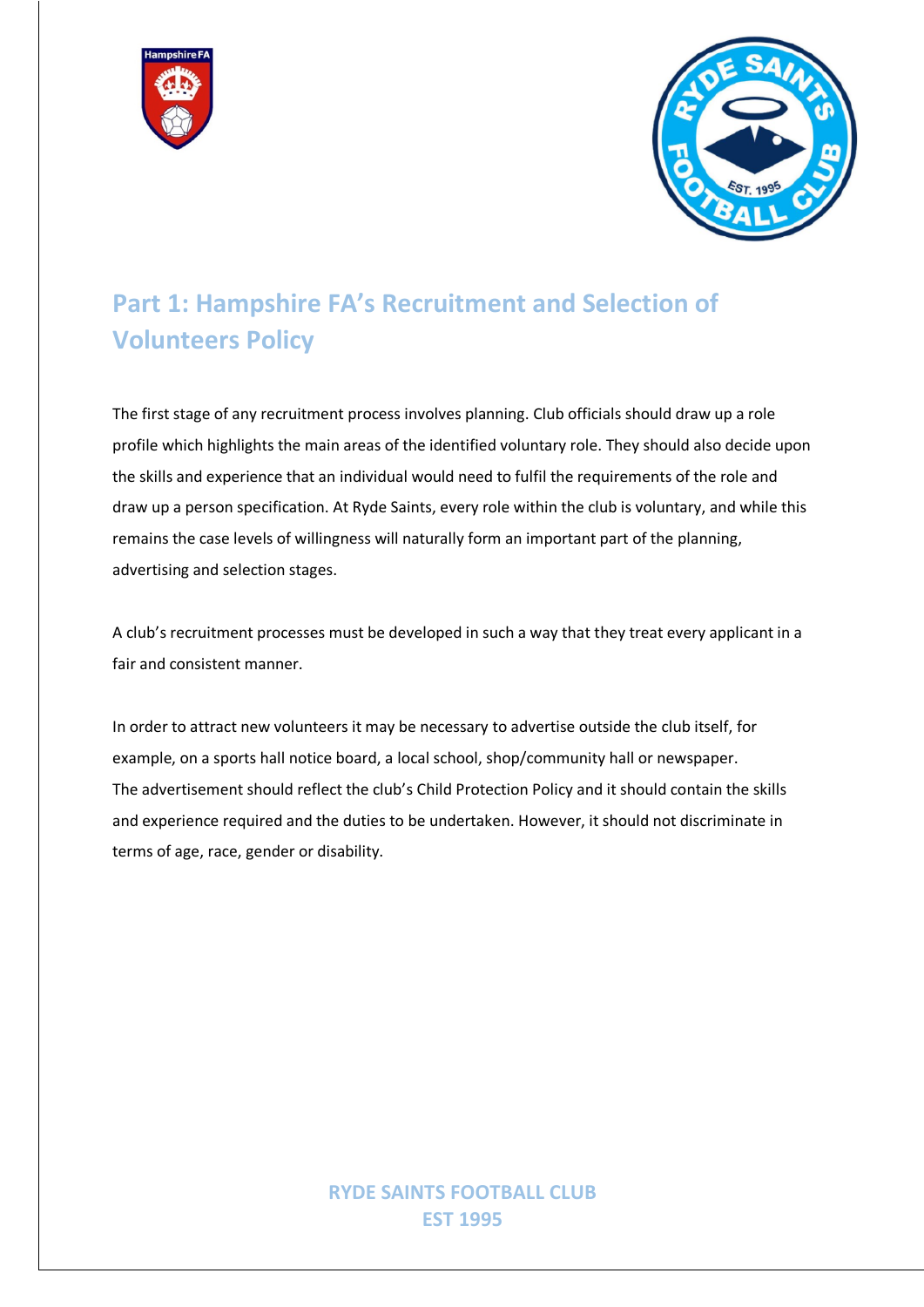## Part 1: Hampshire FA's Recruitment and Selection of Volunteers Policy

The first stage of any recruitment process involves planning. Club officials should draw up a role profile which highlights the main areas of the identified voluntary role. They should also decide upon the skills and experience that an individual would need to fulfil the requirements of the role and draw up a person specification. At Ryde Saints, every role within the club is voluntary, and while this remains the case levels of willingness will naturally form an important part of the planning, advertising and selection stages.

A club's recruitment processes must be developed in such a way that they treat every applicant in a fair and consistent manner.

In order to attract new volunteers it may be necessary to advertise outside the club itself, for example, on a sports hall notice board, a local school, shop/community hall or newspaper. The advertisement should reflect the club's Child Protection Policy and it should contain the skills and experience required and the duties to be undertaken. However, it should not discriminate in terms of age, race, gender or disability.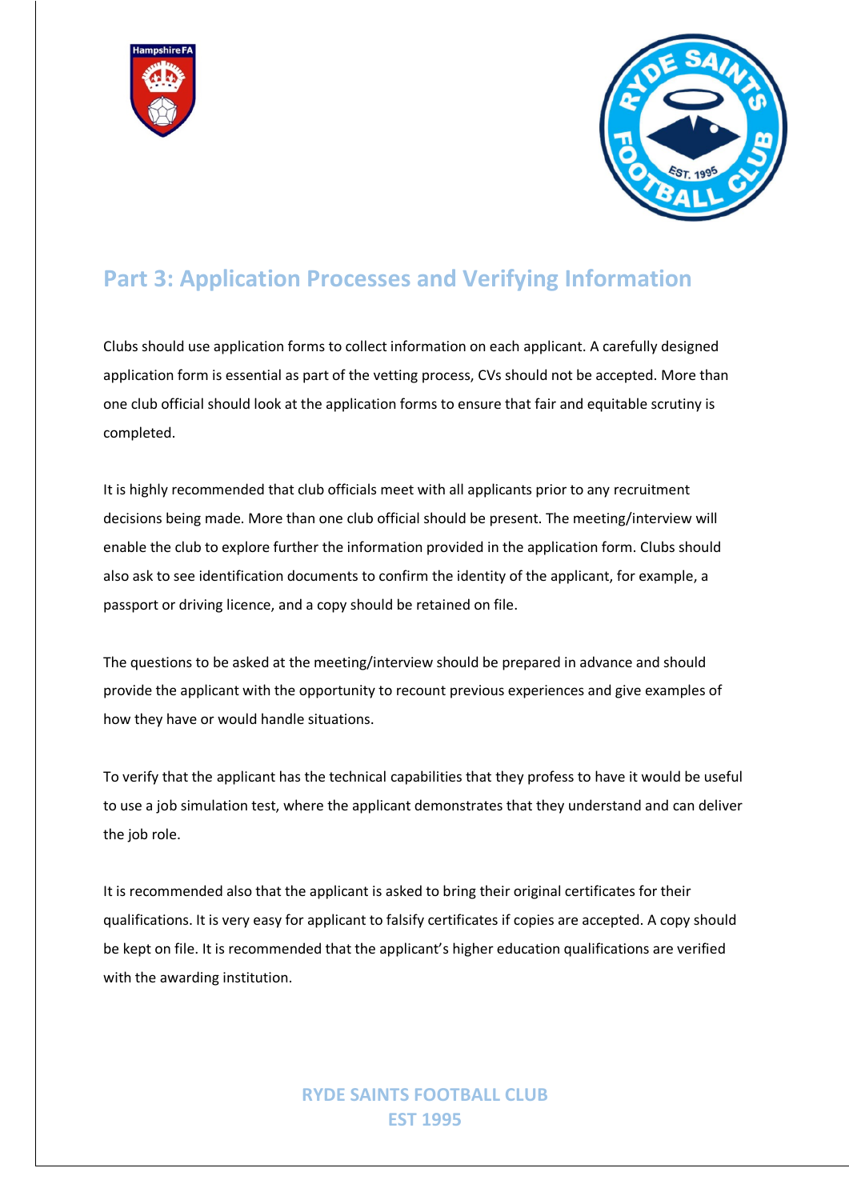## Part 3: Application Processes and Verifying Information

Clubs should use application forms to collect information on each applicant. A carefully designed application form is essential as part of the vetting process, CVs should not be accepted. More than one club official should look at the application forms to ensure that fair and equitable scrutiny is completed.

It is highly recommended that club officials meet with all applicants prior to any recruitment decisions being made. More than one club official should be present. The meeting/interview will enable the club to explore further the information provided in the application form. Clubs should also ask to see identification documents to confirm the identity of the applicant, for example, a passport or driving licence, and a copy should be retained on file.

The questions to be asked at the meeting/interview should be prepared in advance and should provide the applicant with the opportunity to recount previous experiences and give examples of how they have or would handle situations.

To verify that the applicant has the technical capabilities that they profess to have it would be useful to use a job simulation test, where the applicant demonstrates that they understand and can deliver the job role.

It is recommended also that the applicant is asked to bring their original certificates for their qualifications. It is very easy for applicant to falsify certificates if copies are accepted. A copy should be kept on file. It is recommended that the applicant's higher education qualifications are verified with the awarding institution.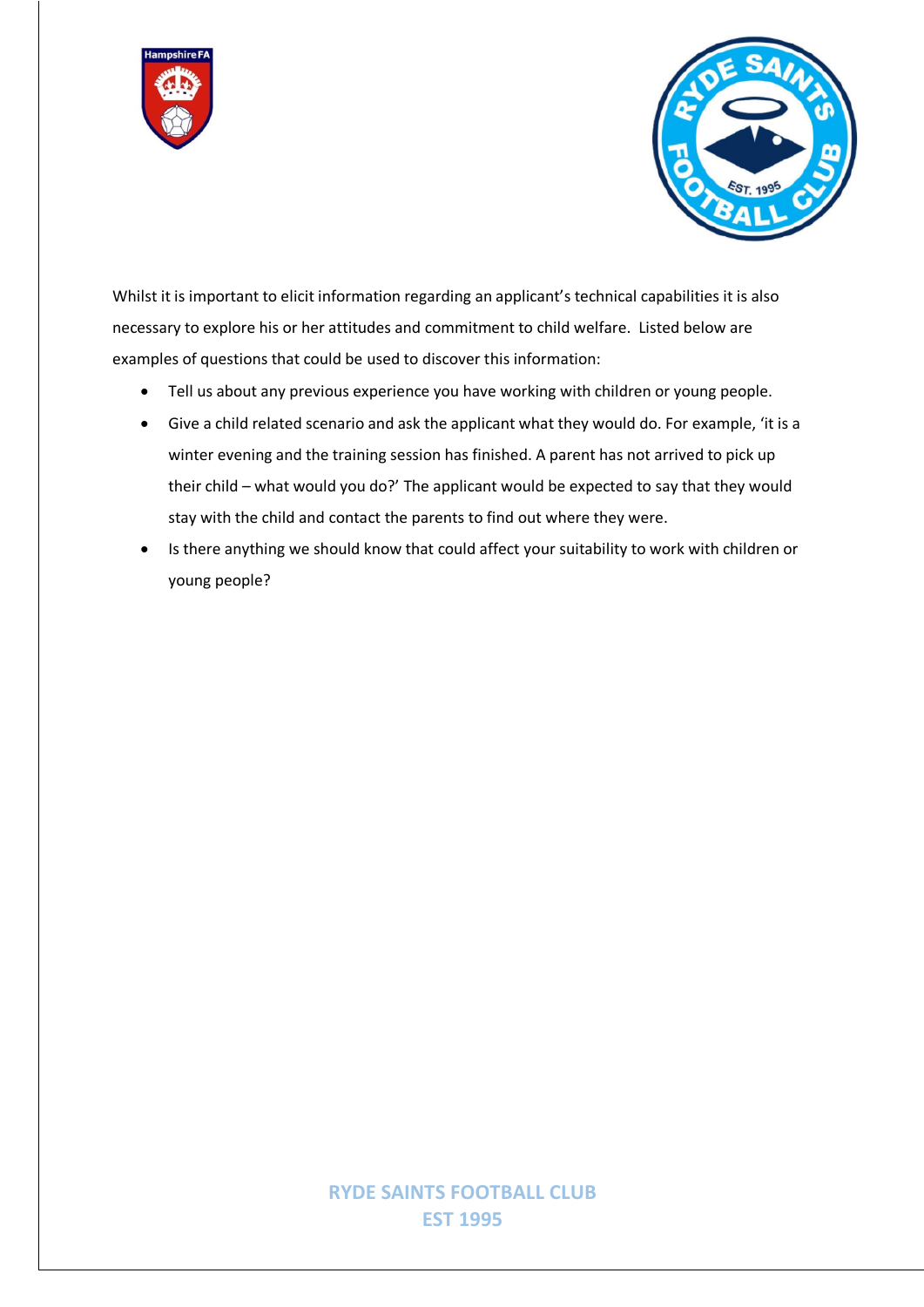Whilst it is important to elicit information regarding an applicant's technical capabilities it is also necessary to explore his or her attitudes and commitment to child welfare. Listed below are examples of questions that could be used to discover this information:

- Tell us about any previous experience you have working with children or young people.
- Give a child related scenario and ask the applicant what they would do. For example, 'it is a winter evening and the training session has finished. A parent has not arrived to pick up their child – what would you do?' The applicant would be expected to say that they would stay with the child and contact the parents to find out where they were.
- Is there anything we should know that could affect your suitability to work with children or young people?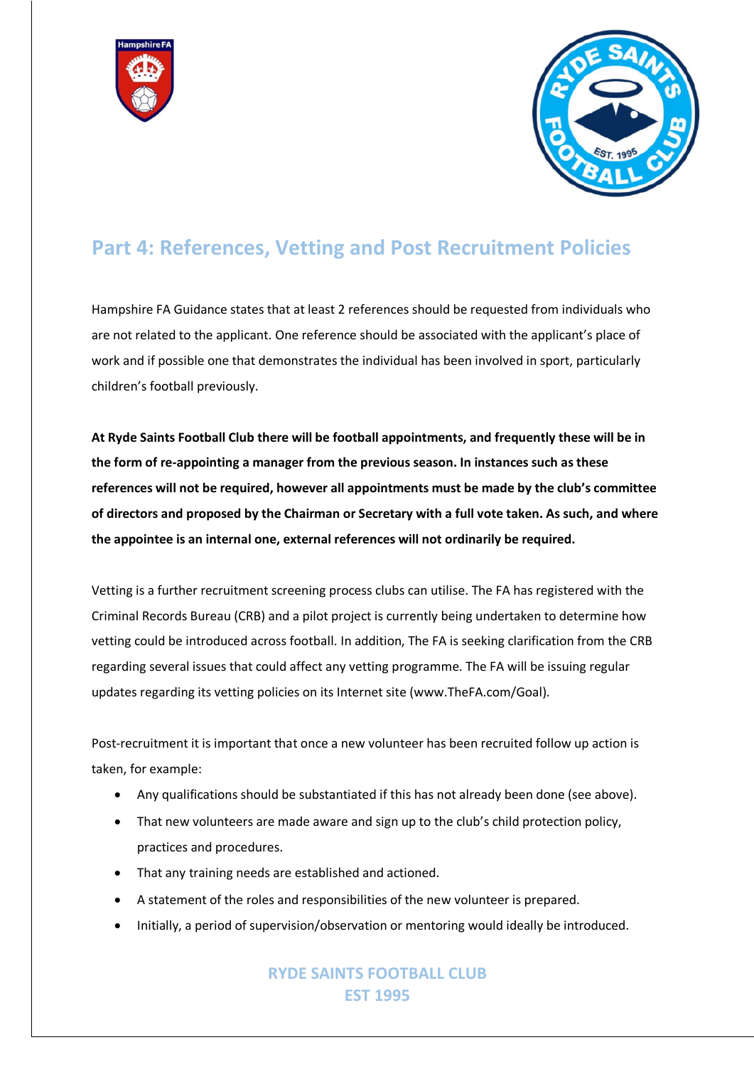## Part 4: References, Vetting and Post Recruitment Policies

Hampshire FA Guidance states that at least 2 references should be requested from individuals who are not related to the applicant. One reference should be associated with the applicant's place of work and if possible one that demonstrates the individual has been involved in sport, particularly children's football previously.

**At Ryde Saints Football Club there will be football appointments, and frequently these will be in the form of re-appointing a manager from the previous season. In instances such as these references will not be required, however all appointments must be made by the club's committee of directors and proposed by the Chairman or Secretary with a full vote taken. As such, and where the appointee is an internal one, external references will not ordinarily be required.**

Vetting is a further recruitment screening process clubs can utilise. The FA has registered with the Criminal Records Bureau (CRB) and a pilot project is currently being undertaken to determine how vetting could be introduced across football. In addition, The FA is seeking clarification from the CRB regarding several issues that could affect any vetting programme. The FA will be issuing regular updates regarding its vetting policies on its Internet site (www.TheFA.com/Goal).

Post-recruitment it is important that once a new volunteer has been recruited follow up action is taken, for example:

- Any qualifications should be substantiated if this has not already been done (see above).
- That new volunteers are made aware and sign up to the club's child protection policy, practices and procedures.
- That any training needs are established and actioned.
- A statement of the roles and responsibilities of the new volunteer is prepared.
- Initially, a period of supervision/observation or mentoring would ideally be introduced.